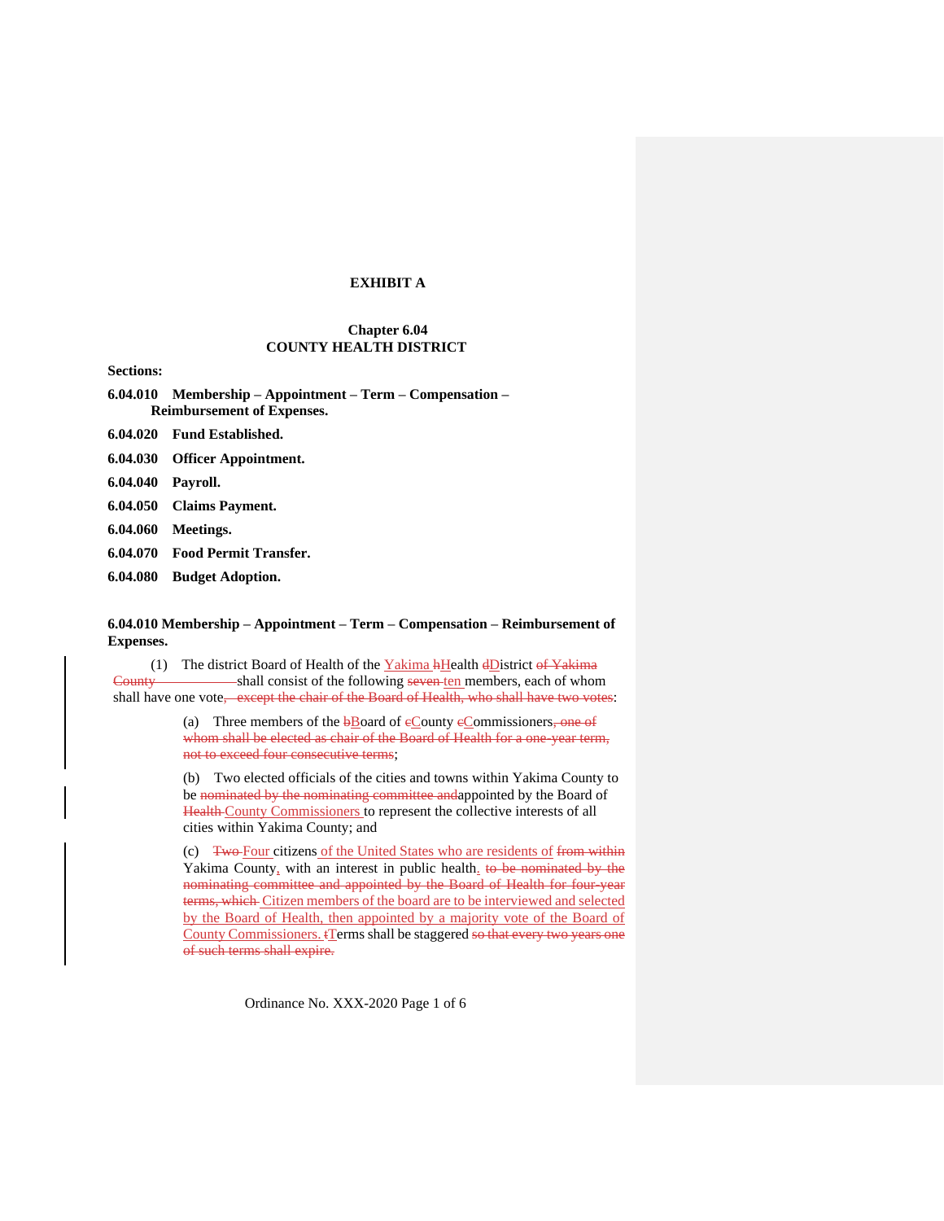**EXHIBIT A**

**Chapter 6.04**
**COUNTY HEALTH DISTRICT**

**Sections:**

**6.04.010 Membership – Appointment – Term – Compensation – Reimbursement of Expenses.**

**6.04.020 Fund Established.**

**6.04.030 Officer Appointment.**

**6.04.040 Payroll.**

**6.04.050 Claims Payment.**

**6.04.060 Meetings.**

**6.04.070 Food Permit Transfer.**

**6.04.080 Budget Adoption.**

**6.04.010 Membership – Appointment – Term – Compensation – Reimbursement of Expenses.**

(1) The district Board of Health of the <u>Yakima</u> ~~h~~<u>H</u>ealth ~~d~~<u>D</u>istrict ~~of Yakima County~~ shall consist of the following ~~seven~~ <u>ten</u> members, each of whom shall have one vote~~, except the chair of the Board of Health, who shall have two votes~~:

> (a) Three members of the ~~b~~<u>B</u>oard of ~~c~~<u>C</u>ounty ~~c~~<u>C</u>ommissioners~~, one of whom shall be elected as chair of the Board of Health for a one-year term, not to exceed four consecutive terms~~;
>
> (b) Two elected officials of the cities and towns within Yakima County to be ~~nominated by the nominating committee and~~appointed by the Board of ~~Health~~ <u>County Commissioners</u> to represent the collective interests of all cities within Yakima County; and
>
> (c) ~~Two~~ <u>Four</u> citizens <u>of the United States who are residents of</u> ~~from within~~ Yakima County<u>,</u> with an interest in public health<u>.</u> ~~to be nominated by the nominating committee and appointed by the Board of Health for four-year terms, which~~ <u>Citizen members of the board are to be interviewed and selected by the Board of Health, then appointed by a majority vote of the Board of County Commissioners.</u> ~~t~~<u>T</u>erms shall be staggered ~~so that every two years one of such terms shall expire.~~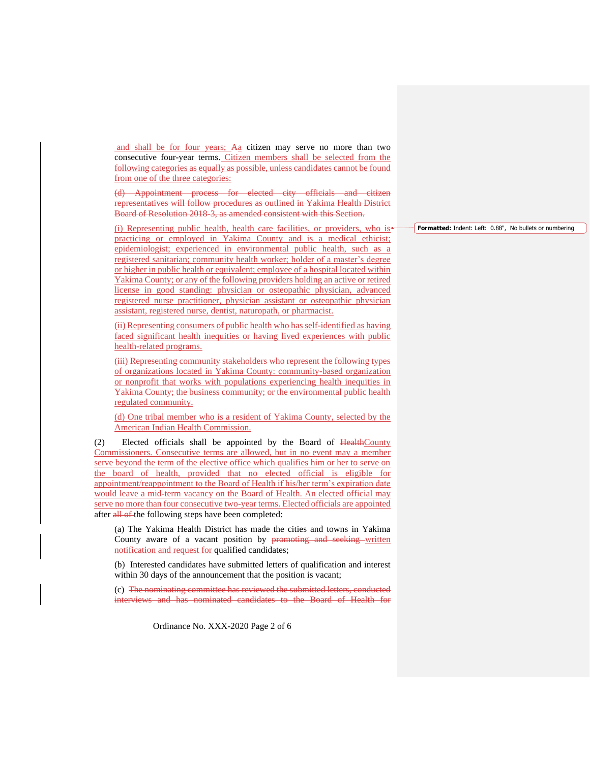and shall be for four years; Aa citizen may serve no more than two consecutive four-year terms. Citizen members shall be selected from the following categories as equally as possible, unless candidates cannot be found from one of the three categories:

~~(d) Appointment process for elected city officials and citizen representatives will follow procedures as outlined in Yakima Health District Board of Resolution 2018-3, as amended consistent with this Section.~~

(i) Representing public health, health care facilities, or providers, who is practicing or employed in Yakima County and is a medical ethicist; epidemiologist; experienced in environmental public health, such as a registered sanitarian; community health worker; holder of a master's degree or higher in public health or equivalent; employee of a hospital located within Yakima County; or any of the following providers holding an active or retired license in good standing: physician or osteopathic physician, advanced registered nurse practitioner, physician assistant or osteopathic physician assistant, registered nurse, dentist, naturopath, or pharmacist.

(ii) Representing consumers of public health who has self-identified as having faced significant health inequities or having lived experiences with public health-related programs.

(iii) Representing community stakeholders who represent the following types of organizations located in Yakima County: community-based organization or nonprofit that works with populations experiencing health inequities in Yakima County; the business community; or the environmental public health regulated community.

(d) One tribal member who is a resident of Yakima County, selected by the American Indian Health Commission.

(2) Elected officials shall be appointed by the Board of ~~Health~~County Commissioners. Consecutive terms are allowed, but in no event may a member serve beyond the term of the elective office which qualifies him or her to serve on the board of health, provided that no elected official is eligible for appointment/reappointment to the Board of Health if his/her term's expiration date would leave a mid-term vacancy on the Board of Health. An elected official may serve no more than four consecutive two-year terms. Elected officials are appointed after ~~all of~~ the following steps have been completed:

(a) The Yakima Health District has made the cities and towns in Yakima County aware of a vacant position by ~~promoting and seeking~~ written notification and request for qualified candidates;

(b) Interested candidates have submitted letters of qualification and interest within 30 days of the announcement that the position is vacant;

(c) ~~The nominating committee has reviewed the submitted letters, conducted interviews and has nominated candidates to the Board of Health for~~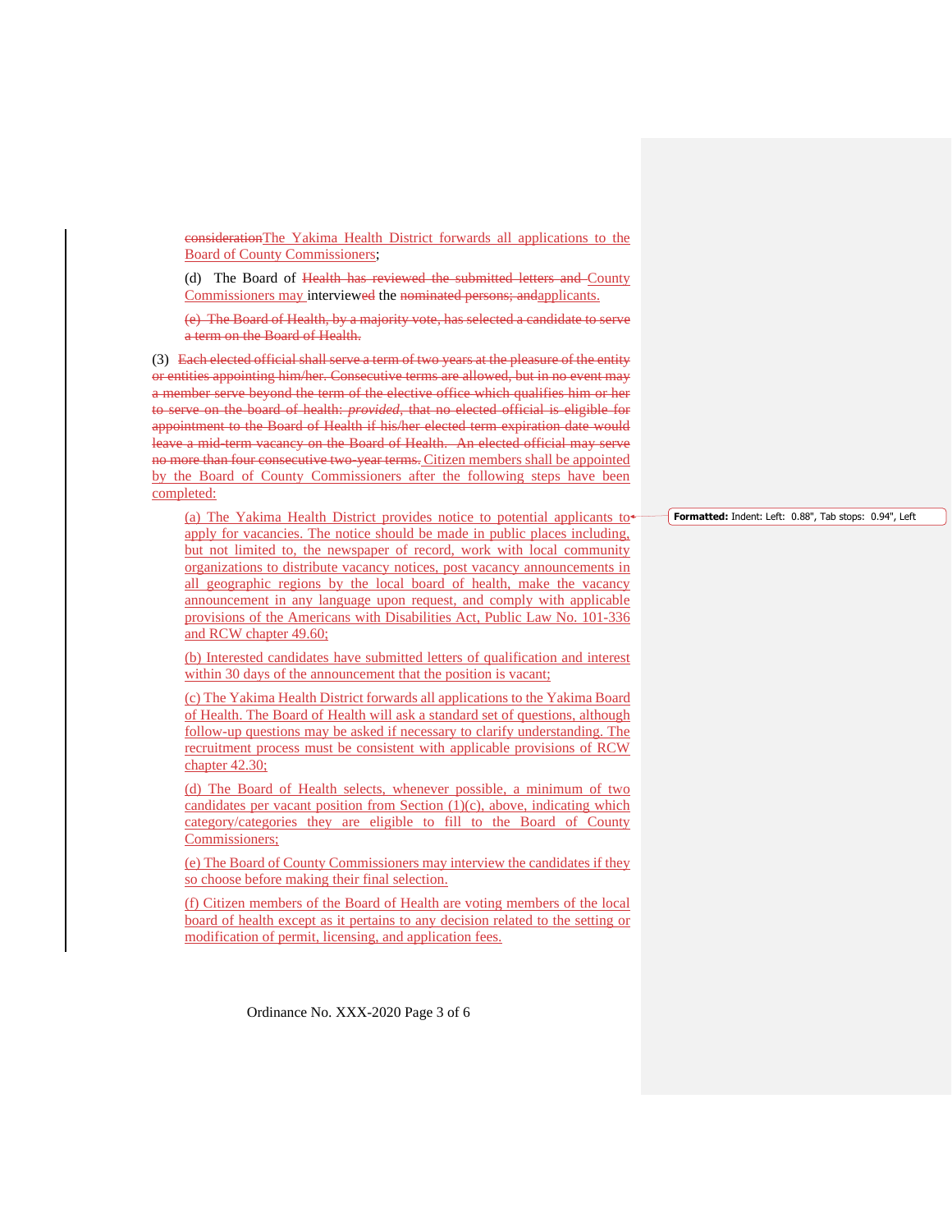~~consideration~~The Yakima Health District forwards all applications to the Board of County Commissioners;

(d) The Board of ~~Health has reviewed the submitted letters and~~ County Commissioners may interview~~ed~~ the ~~nominated persons; and~~applicants.

~~(e) The Board of Health, by a majority vote, has selected a candidate to serve a term on the Board of Health.~~

(3) ~~Each elected official shall serve a term of two years at the pleasure of the entity or entities appointing him/her. Consecutive terms are allowed, but in no event may a member serve beyond the term of the elective office which qualifies him or her to serve on the board of health: *provided*, that no elected official is eligible for appointment to the Board of Health if his/her elected term expiration date would leave a mid-term vacancy on the Board of Health. An elected official may serve no more than four consecutive two-year terms.~~ Citizen members shall be appointed by the Board of County Commissioners after the following steps have been completed:

(a) The Yakima Health District provides notice to potential applicants to apply for vacancies. The notice should be made in public places including, but not limited to, the newspaper of record, work with local community organizations to distribute vacancy notices, post vacancy announcements in all geographic regions by the local board of health, make the vacancy announcement in any language upon request, and comply with applicable provisions of the Americans with Disabilities Act, Public Law No. 101-336 and RCW chapter 49.60;

(b) Interested candidates have submitted letters of qualification and interest within 30 days of the announcement that the position is vacant;

(c) The Yakima Health District forwards all applications to the Yakima Board of Health. The Board of Health will ask a standard set of questions, although follow-up questions may be asked if necessary to clarify understanding. The recruitment process must be consistent with applicable provisions of RCW chapter 42.30;

(d) The Board of Health selects, whenever possible, a minimum of two candidates per vacant position from Section (1)(c), above, indicating which category/categories they are eligible to fill to the Board of County Commissioners;

(e) The Board of County Commissioners may interview the candidates if they so choose before making their final selection.

(f) Citizen members of the Board of Health are voting members of the local board of health except as it pertains to any decision related to the setting or modification of permit, licensing, and application fees.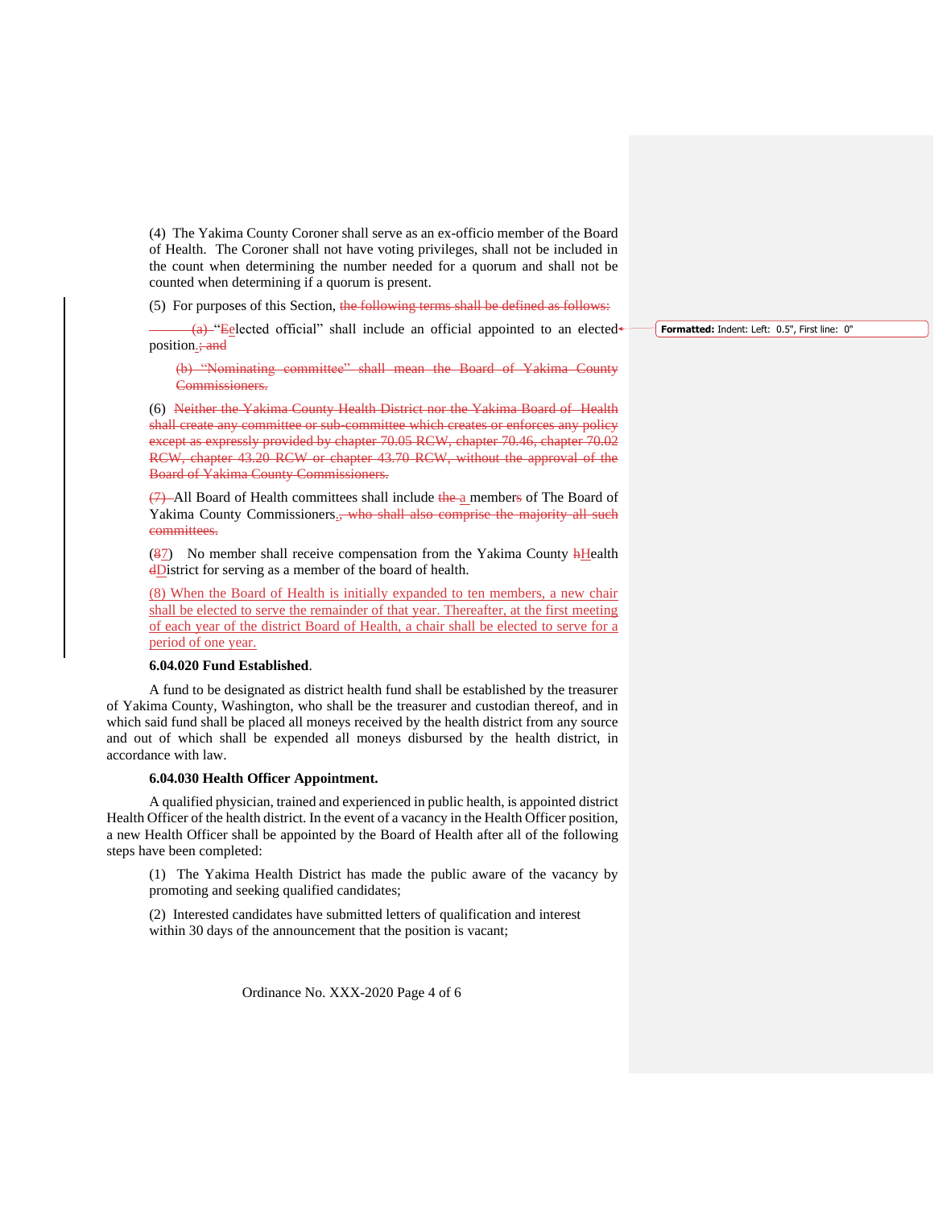(4) The Yakima County Coroner shall serve as an ex-officio member of the Board of Health. The Coroner shall not have voting privileges, shall not be included in the count when determining the number needed for a quorum and shall not be counted when determining if a quorum is present.

(5) For purposes of this Section, ~~the following terms shall be defined as follows:~~

~~(a)~~ "~~e~~Elected official" shall include an official appointed to an elected position.~~; and~~

~~(b) "Nominating committee" shall mean the Board of Yakima County Commissioners.~~

(6) ~~Neither the Yakima County Health District nor the Yakima Board of Health shall create any committee or sub-committee which creates or enforces any policy except as expressly provided by chapter 70.05 RCW, chapter 70.46, chapter 70.02 RCW, chapter 43.20 RCW or chapter 43.70 RCW, without the approval of the Board of Yakima County Commissioners.~~

~~(7)~~ All Board of Health committees shall include ~~the~~ a member~~s~~ of The Board of Yakima County Commissioners.~~, who shall also comprise the majority all such committees.~~

(~~8~~7) No member shall receive compensation from the Yakima County ~~h~~Health ~~d~~District for serving as a member of the board of health.

(8) When the Board of Health is initially expanded to ten members, a new chair shall be elected to serve the remainder of that year. Thereafter, at the first meeting of each year of the district Board of Health, a chair shall be elected to serve for a period of one year.

**6.04.020 Fund Established**.

A fund to be designated as district health fund shall be established by the treasurer of Yakima County, Washington, who shall be the treasurer and custodian thereof, and in which said fund shall be placed all moneys received by the health district from any source and out of which shall be expended all moneys disbursed by the health district, in accordance with law.

**6.04.030 Health Officer Appointment.**

A qualified physician, trained and experienced in public health, is appointed district Health Officer of the health district. In the event of a vacancy in the Health Officer position, a new Health Officer shall be appointed by the Board of Health after all of the following steps have been completed:

(1) The Yakima Health District has made the public aware of the vacancy by promoting and seeking qualified candidates;

(2) Interested candidates have submitted letters of qualification and interest within 30 days of the announcement that the position is vacant;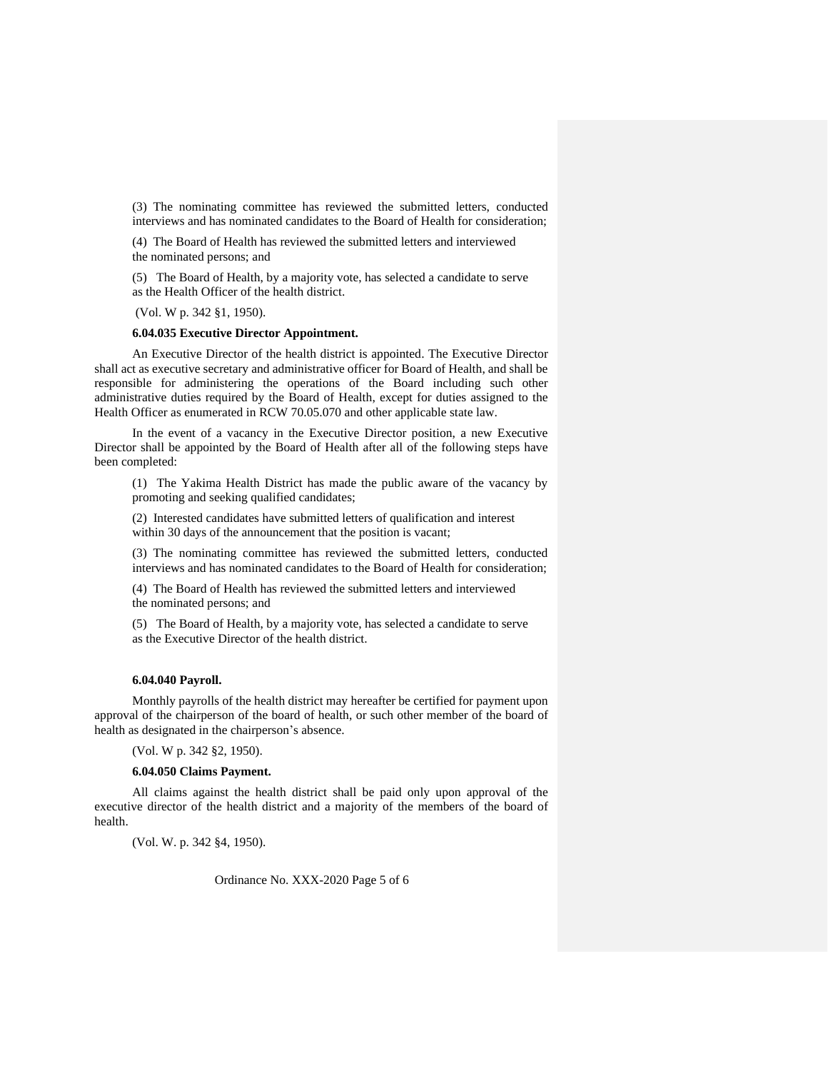(3) The nominating committee has reviewed the submitted letters, conducted interviews and has nominated candidates to the Board of Health for consideration;

(4) The Board of Health has reviewed the submitted letters and interviewed the nominated persons; and

(5) The Board of Health, by a majority vote, has selected a candidate to serve as the Health Officer of the health district.

(Vol. W p. 342 §1, 1950).

**6.04.035 Executive Director Appointment.**

An Executive Director of the health district is appointed. The Executive Director shall act as executive secretary and administrative officer for Board of Health, and shall be responsible for administering the operations of the Board including such other administrative duties required by the Board of Health, except for duties assigned to the Health Officer as enumerated in RCW 70.05.070 and other applicable state law.

In the event of a vacancy in the Executive Director position, a new Executive Director shall be appointed by the Board of Health after all of the following steps have been completed:

(1) The Yakima Health District has made the public aware of the vacancy by promoting and seeking qualified candidates;

(2) Interested candidates have submitted letters of qualification and interest within 30 days of the announcement that the position is vacant;

(3) The nominating committee has reviewed the submitted letters, conducted interviews and has nominated candidates to the Board of Health for consideration;

(4) The Board of Health has reviewed the submitted letters and interviewed the nominated persons; and

(5) The Board of Health, by a majority vote, has selected a candidate to serve as the Executive Director of the health district.

**6.04.040 Payroll.**

Monthly payrolls of the health district may hereafter be certified for payment upon approval of the chairperson of the board of health, or such other member of the board of health as designated in the chairperson's absence.

(Vol. W p. 342 §2, 1950).

**6.04.050 Claims Payment.**

All claims against the health district shall be paid only upon approval of the executive director of the health district and a majority of the members of the board of health.

(Vol. W. p. 342 §4, 1950).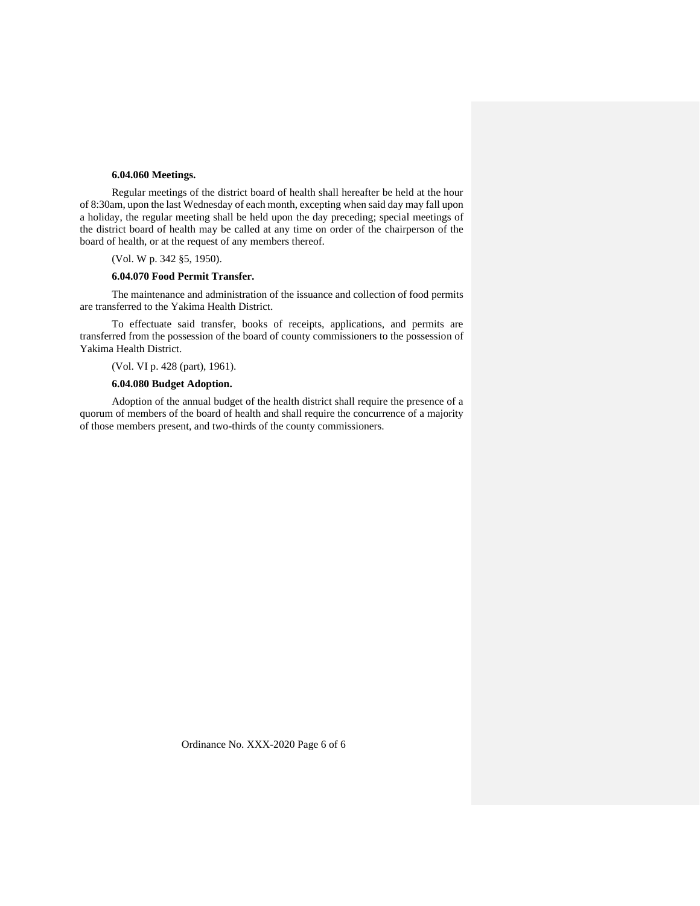**6.04.060 Meetings.**

Regular meetings of the district board of health shall hereafter be held at the hour of 8:30am, upon the last Wednesday of each month, excepting when said day may fall upon a holiday, the regular meeting shall be held upon the day preceding; special meetings of the district board of health may be called at any time on order of the chairperson of the board of health, or at the request of any members thereof.

(Vol. W p. 342 §5, 1950).

**6.04.070 Food Permit Transfer.**

The maintenance and administration of the issuance and collection of food permits are transferred to the Yakima Health District.

To effectuate said transfer, books of receipts, applications, and permits are transferred from the possession of the board of county commissioners to the possession of Yakima Health District.

(Vol. VI p. 428 (part), 1961).

**6.04.080 Budget Adoption.**

Adoption of the annual budget of the health district shall require the presence of a quorum of members of the board of health and shall require the concurrence of a majority of those members present, and two-thirds of the county commissioners.